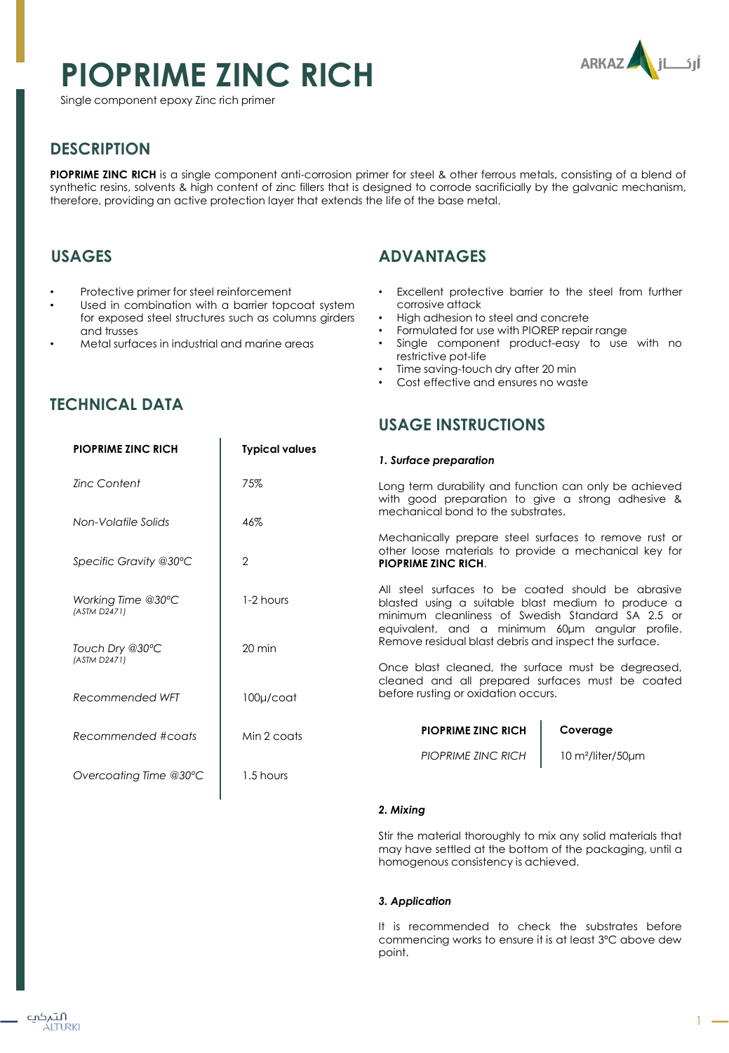# PIOPRIME ZINC RICH

Single component epoxy Zinc rich primer

## DESCRIPTION

**PIOPRIME ZINC RICH** is a single component anti-corrosion primer for steel & other ferrous metals, consisting of a blend of synthetic resins, solvents & high content of zinc fillers that is designed to corrode sacrificially by the galvanic mechanism, therefore, providing an active protection layer that extends the life of the base metal.

## USAGES

- Protective primer for steel reinforcement
- Used in combination with a barrier topcoat system for exposed steel structures such as columns girders and trusses
- Metal surfaces in industrial and marine areas

## TECHNICAL DATA

| PIOPRIME ZINC RICH | Typical values |
|---|---|
| *Zinc Content* | 75% |
| *Non-Volatile Solids* | 46% |
| *Specific Gravity @30°C* | 2 |
| *Working Time @30°C* *(ASTM D2471)* | 1-2 hours |
| *Touch Dry @30°C* *(ASTM D2471)* | 20 min |
| *Recommended WFT* | 100μ/coat |
| *Recommended #coats* | Min 2 coats |
| *Overcoating Time @30°C* | 1.5 hours |

## ADVANTAGES

- Excellent protective barrier to the steel from further corrosive attack
- High adhesion to steel and concrete
- Formulated for use with PIOREP repair range
- Single component product-easy to use with no restrictive pot-life
- Time saving-touch dry after 20 min
- Cost effective and ensures no waste

## USAGE INSTRUCTIONS

### *1. Surface preparation*

Long term durability and function can only be achieved with good preparation to give a strong adhesive & mechanical bond to the substrates.

Mechanically prepare steel surfaces to remove rust or other loose materials to provide a mechanical key for **PIOPRIME ZINC RICH**.

All steel surfaces to be coated should be abrasive blasted using a suitable blast medium to produce a minimum cleanliness of Swedish Standard SA 2.5 or equivalent, and a minimum 60μm angular profile. Remove residual blast debris and inspect the surface.

Once blast cleaned, the surface must be degreased, cleaned and all prepared surfaces must be coated before rusting or oxidation occurs.

| PIOPRIME ZINC RICH | Coverage |
|---|---|
| *PIOPRIME ZINC RICH* | 10 m²/liter/50μm |

### *2. Mixing*

Stir the material thoroughly to mix any solid materials that may have settled at the bottom of the packaging, until a homogenous consistency is achieved.

### *3. Application*

It is recommended to check the substrates before commencing works to ensure it is at least 3°C above dew point.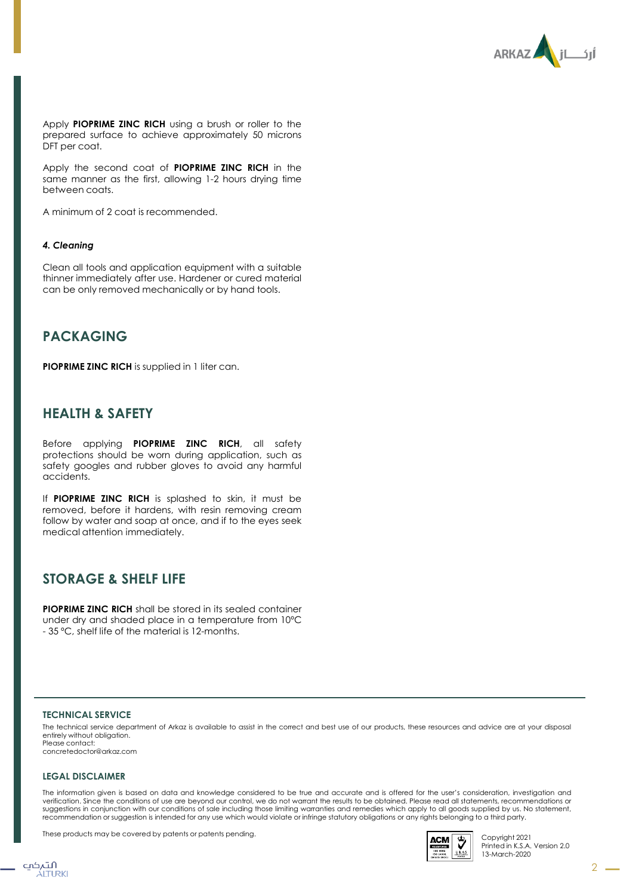Apply **PIOPRIME ZINC RICH** using a brush or roller to the prepared surface to achieve approximately 50 microns DFT per coat.

Apply the second coat of **PIOPRIME ZINC RICH** in the same manner as the first, allowing 1-2 hours drying time between coats.

A minimum of 2 coat is recommended.

#### *4. Cleaning*

Clean all tools and application equipment with a suitable thinner immediately after use. Hardener or cured material can be only removed mechanically or by hand tools.

## PACKAGING

**PIOPRIME ZINC RICH** is supplied in 1 liter can.

## HEALTH & SAFETY

Before applying **PIOPRIME ZINC RICH**, all safety protections should be worn during application, such as safety googles and rubber gloves to avoid any harmful accidents.

If **PIOPRIME ZINC RICH** is splashed to skin, it must be removed, before it hardens, with resin removing cream follow by water and soap at once, and if to the eyes seek medical attention immediately.

## STORAGE & SHELF LIFE

**PIOPRIME ZINC RICH** shall be stored in its sealed container under dry and shaded place in a temperature from 10°C - 35 °C, shelf life of the material is 12-months.

### TECHNICAL SERVICE

The technical service department of Arkaz is available to assist in the correct and best use of our products, these resources and advice are at your disposal entirely without obligation.
Please contact:
concretedoctor@arkaz.com

### LEGAL DISCLAIMER

The information given is based on data and knowledge considered to be true and accurate and is offered for the user's consideration, investigation and verification. Since the conditions of use are beyond our control, we do not warrant the results to be obtained. Please read all statements, recommendations or suggestions in conjunction with our conditions of sale including those limiting warranties and remedies which apply to all goods supplied by us. No statement, recommendation or suggestion is intended for any use which would violate or infringe statutory obligations or any rights belonging to a third party.

These products may be covered by patents or patents pending.

Copyright 2021
Printed in K.S.A. Version 2.0
13-March-2020